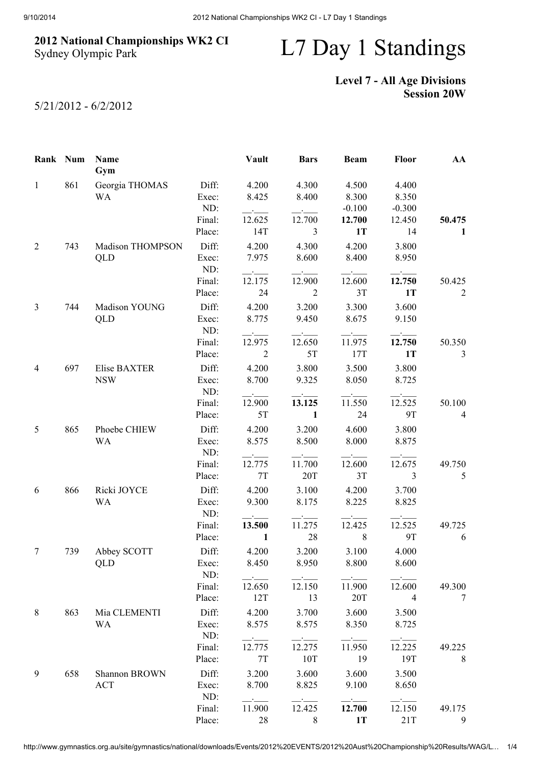# 2012 National Championships WK2 CI

Sydney Olympic Park

# L7 Day 1 Standings

**Level 7 - All Age Divisions**
**Session 20W**

5/21/2012 - 6/2/2012

| Rank | Num | Name<br>Gym | | Vault | Bars | Beam | Floor | AA |
|---|---|---|---|---|---|---|---|---|
| 1 | 861 | Georgia THOMAS<br>WA | Diff: | 4.200 | 4.300 | 4.500 | 4.400 | |
| | | | Exec: | 8.425 | 8.400 | 8.300 | 8.350 | |
| | | | ND: | __.___ | __.___ | -0.100 | -0.300 | |
| | | | Final: | 12.625 | 12.700 | **12.700** | 12.450 | **50.475** |
| | | | Place: | 14T | 3 | **1T** | 14 | **1** |
| 2 | 743 | Madison THOMPSON<br>QLD | Diff: | 4.200 | 4.300 | 4.200 | 3.800 | |
| | | | Exec: | 7.975 | 8.600 | 8.400 | 8.950 | |
| | | | ND: | __.___ | __.___ | __.___ | __.___ | |
| | | | Final: | 12.175 | 12.900 | 12.600 | **12.750** | 50.425 |
| | | | Place: | 24 | 2 | 3T | **1T** | 2 |
| 3 | 744 | Madison YOUNG<br>QLD | Diff: | 4.200 | 3.200 | 3.300 | 3.600 | |
| | | | Exec: | 8.775 | 9.450 | 8.675 | 9.150 | |
| | | | ND: | __.___ | __.___ | __.___ | __.___ | |
| | | | Final: | 12.975 | 12.650 | 11.975 | **12.750** | 50.350 |
| | | | Place: | 2 | 5T | 17T | **1T** | 3 |
| 4 | 697 | Elise BAXTER<br>NSW | Diff: | 4.200 | 3.800 | 3.500 | 3.800 | |
| | | | Exec: | 8.700 | 9.325 | 8.050 | 8.725 | |
| | | | ND: | __.___ | __.___ | __.___ | __.___ | |
| | | | Final: | 12.900 | **13.125** | 11.550 | 12.525 | 50.100 |
| | | | Place: | 5T | **1** | 24 | 9T | 4 |
| 5 | 865 | Phoebe CHIEW<br>WA | Diff: | 4.200 | 3.200 | 4.600 | 3.800 | |
| | | | Exec: | 8.575 | 8.500 | 8.000 | 8.875 | |
| | | | ND: | __.___ | __.___ | __.___ | __.___ | |
| | | | Final: | 12.775 | 11.700 | 12.600 | 12.675 | 49.750 |
| | | | Place: | 7T | 20T | 3T | 3 | 5 |
| 6 | 866 | Ricki JOYCE<br>WA | Diff: | 4.200 | 3.100 | 4.200 | 3.700 | |
| | | | Exec: | 9.300 | 8.175 | 8.225 | 8.825 | |
| | | | ND: | __.___ | __.___ | __.___ | __.___ | |
| | | | Final: | **13.500** | 11.275 | 12.425 | 12.525 | 49.725 |
| | | | Place: | **1** | 28 | 8 | 9T | 6 |
| 7 | 739 | Abbey SCOTT<br>QLD | Diff: | 4.200 | 3.200 | 3.100 | 4.000 | |
| | | | Exec: | 8.450 | 8.950 | 8.800 | 8.600 | |
| | | | ND: | __.___ | __.___ | __.___ | __.___ | |
| | | | Final: | 12.650 | 12.150 | 11.900 | 12.600 | 49.300 |
| | | | Place: | 12T | 13 | 20T | 4 | 7 |
| 8 | 863 | Mia CLEMENTI<br>WA | Diff: | 4.200 | 3.700 | 3.600 | 3.500 | |
| | | | Exec: | 8.575 | 8.575 | 8.350 | 8.725 | |
| | | | ND: | __.___ | __.___ | __.___ | __.___ | |
| | | | Final: | 12.775 | 12.275 | 11.950 | 12.225 | 49.225 |
| | | | Place: | 7T | 10T | 19 | 19T | 8 |
| 9 | 658 | Shannon BROWN<br>ACT | Diff: | 3.200 | 3.600 | 3.600 | 3.500 | |
| | | | Exec: | 8.700 | 8.825 | 9.100 | 8.650 | |
| | | | ND: | __.___ | __.___ | __.___ | __.___ | |
| | | | Final: | 11.900 | 12.425 | **12.700** | 12.150 | 49.175 |
| | | | Place: | 28 | 8 | **1T** | 21T | 9 |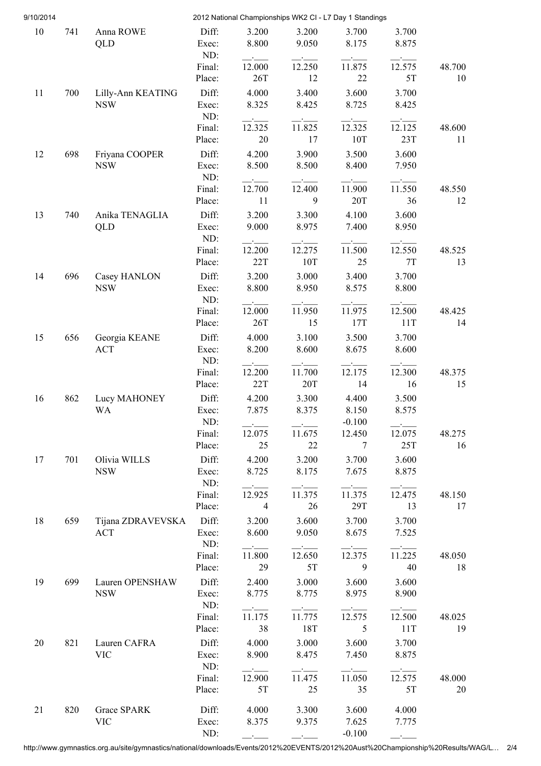| Rank | No. | Name | | Vault | Bars | Beam | Floor | Total |
|---|---|---|---|---|---|---|---|---|
| 10 | 741 | Anna ROWE | Diff: | 3.200 | 3.200 | 3.700 | 3.700 | |
| | | QLD | Exec: | 8.800 | 9.050 | 8.175 | 8.875 | |
| | | | ND: | __.___ | __.___ | __.___ | __.___ | |
| | | | Final: | 12.000 | 12.250 | 11.875 | 12.575 | 48.700 |
| | | | Place: | 26T | 12 | 22 | 5T | 10 |
| 11 | 700 | Lilly-Ann KEATING | Diff: | 4.000 | 3.400 | 3.600 | 3.700 | |
| | | NSW | Exec: | 8.325 | 8.425 | 8.725 | 8.425 | |
| | | | ND: | __.___ | __.___ | __.___ | __.___ | |
| | | | Final: | 12.325 | 11.825 | 12.325 | 12.125 | 48.600 |
| | | | Place: | 20 | 17 | 10T | 23T | 11 |
| 12 | 698 | Friyana COOPER | Diff: | 4.200 | 3.900 | 3.500 | 3.600 | |
| | | NSW | Exec: | 8.500 | 8.500 | 8.400 | 7.950 | |
| | | | ND: | __.___ | __.___ | __.___ | __.___ | |
| | | | Final: | 12.700 | 12.400 | 11.900 | 11.550 | 48.550 |
| | | | Place: | 11 | 9 | 20T | 36 | 12 |
| 13 | 740 | Anika TENAGLIA | Diff: | 3.200 | 3.300 | 4.100 | 3.600 | |
| | | QLD | Exec: | 9.000 | 8.975 | 7.400 | 8.950 | |
| | | | ND: | __.___ | __.___ | __.___ | __.___ | |
| | | | Final: | 12.200 | 12.275 | 11.500 | 12.550 | 48.525 |
| | | | Place: | 22T | 10T | 25 | 7T | 13 |
| 14 | 696 | Casey HANLON | Diff: | 3.200 | 3.000 | 3.400 | 3.700 | |
| | | NSW | Exec: | 8.800 | 8.950 | 8.575 | 8.800 | |
| | | | ND: | __.___ | __.___ | __.___ | __.___ | |
| | | | Final: | 12.000 | 11.950 | 11.975 | 12.500 | 48.425 |
| | | | Place: | 26T | 15 | 17T | 11T | 14 |
| 15 | 656 | Georgia KEANE | Diff: | 4.000 | 3.100 | 3.500 | 3.700 | |
| | | ACT | Exec: | 8.200 | 8.600 | 8.675 | 8.600 | |
| | | | ND: | __.___ | __.___ | __.___ | __.___ | |
| | | | Final: | 12.200 | 11.700 | 12.175 | 12.300 | 48.375 |
| | | | Place: | 22T | 20T | 14 | 16 | 15 |
| 16 | 862 | Lucy MAHONEY | Diff: | 4.200 | 3.300 | 4.400 | 3.500 | |
| | | WA | Exec: | 7.875 | 8.375 | 8.150 | 8.575 | |
| | | | ND: | __.___ | __.___ | -0.100 | __.___ | |
| | | | Final: | 12.075 | 11.675 | 12.450 | 12.075 | 48.275 |
| | | | Place: | 25 | 22 | 7 | 25T | 16 |
| 17 | 701 | Olivia WILLS | Diff: | 4.200 | 3.200 | 3.700 | 3.600 | |
| | | NSW | Exec: | 8.725 | 8.175 | 7.675 | 8.875 | |
| | | | ND: | __.___ | __.___ | __.___ | __.___ | |
| | | | Final: | 12.925 | 11.375 | 11.375 | 12.475 | 48.150 |
| | | | Place: | 4 | 26 | 29T | 13 | 17 |
| 18 | 659 | Tijana ZDRAVEVSKA | Diff: | 3.200 | 3.600 | 3.700 | 3.700 | |
| | | ACT | Exec: | 8.600 | 9.050 | 8.675 | 7.525 | |
| | | | ND: | __.___ | __.___ | __.___ | __.___ | |
| | | | Final: | 11.800 | 12.650 | 12.375 | 11.225 | 48.050 |
| | | | Place: | 29 | 5T | 9 | 40 | 18 |
| 19 | 699 | Lauren OPENSHAW | Diff: | 2.400 | 3.000 | 3.600 | 3.600 | |
| | | NSW | Exec: | 8.775 | 8.775 | 8.975 | 8.900 | |
| | | | ND: | __.___ | __.___ | __.___ | __.___ | |
| | | | Final: | 11.175 | 11.775 | 12.575 | 12.500 | 48.025 |
| | | | Place: | 38 | 18T | 5 | 11T | 19 |
| 20 | 821 | Lauren CAFRA | Diff: | 4.000 | 3.000 | 3.600 | 3.700 | |
| | | VIC | Exec: | 8.900 | 8.475 | 7.450 | 8.875 | |
| | | | ND: | __.___ | __.___ | __.___ | __.___ | |
| | | | Final: | 12.900 | 11.475 | 11.050 | 12.575 | 48.000 |
| | | | Place: | 5T | 25 | 35 | 5T | 20 |
| 21 | 820 | Grace SPARK | Diff: | 4.000 | 3.300 | 3.600 | 4.000 | |
| | | VIC | Exec: | 8.375 | 9.375 | 7.625 | 7.775 | |
| | | | ND: | __.___ | __.___ | -0.100 | __.___ | |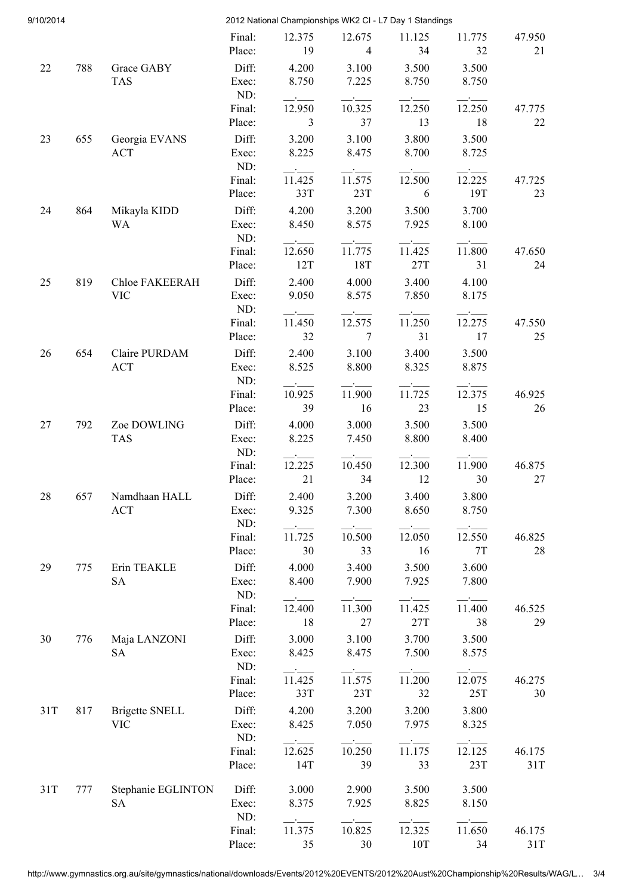| Rank | No. | Name | | Vault | Bars | Beam | Floor | AA |
|---|---|---|---|---|---|---|---|---|
| | | | Final: | 12.375 | 12.675 | 11.125 | 11.775 | 47.950 |
| | | | Place: | 19 | 4 | 34 | 32 | 21 |
| 22 | 788 | Grace GABY TAS | Diff: | 4.200 | 3.100 | 3.500 | 3.500 | |
| | | | Exec: | 8.750 | 7.225 | 8.750 | 8.750 | |
| | | | ND: | __.___ | __.___ | __.___ | __.___ | |
| | | | Final: | 12.950 | 10.325 | 12.250 | 12.250 | 47.775 |
| | | | Place: | 3 | 37 | 13 | 18 | 22 |
| 23 | 655 | Georgia EVANS ACT | Diff: | 3.200 | 3.100 | 3.800 | 3.500 | |
| | | | Exec: | 8.225 | 8.475 | 8.700 | 8.725 | |
| | | | ND: | __.___ | __.___ | __.___ | __.___ | |
| | | | Final: | 11.425 | 11.575 | 12.500 | 12.225 | 47.725 |
| | | | Place: | 33T | 23T | 6 | 19T | 23 |
| 24 | 864 | Mikayla KIDD WA | Diff: | 4.200 | 3.200 | 3.500 | 3.700 | |
| | | | Exec: | 8.450 | 8.575 | 7.925 | 8.100 | |
| | | | ND: | __.___ | __.___ | __.___ | __.___ | |
| | | | Final: | 12.650 | 11.775 | 11.425 | 11.800 | 47.650 |
| | | | Place: | 12T | 18T | 27T | 31 | 24 |
| 25 | 819 | Chloe FAKEERAH VIC | Diff: | 2.400 | 4.000 | 3.400 | 4.100 | |
| | | | Exec: | 9.050 | 8.575 | 7.850 | 8.175 | |
| | | | ND: | __.___ | __.___ | __.___ | __.___ | |
| | | | Final: | 11.450 | 12.575 | 11.250 | 12.275 | 47.550 |
| | | | Place: | 32 | 7 | 31 | 17 | 25 |
| 26 | 654 | Claire PURDAM ACT | Diff: | 2.400 | 3.100 | 3.400 | 3.500 | |
| | | | Exec: | 8.525 | 8.800 | 8.325 | 8.875 | |
| | | | ND: | __.___ | __.___ | __.___ | __.___ | |
| | | | Final: | 10.925 | 11.900 | 11.725 | 12.375 | 46.925 |
| | | | Place: | 39 | 16 | 23 | 15 | 26 |
| 27 | 792 | Zoe DOWLING TAS | Diff: | 4.000 | 3.000 | 3.500 | 3.500 | |
| | | | Exec: | 8.225 | 7.450 | 8.800 | 8.400 | |
| | | | ND: | __.___ | __.___ | __.___ | __.___ | |
| | | | Final: | 12.225 | 10.450 | 12.300 | 11.900 | 46.875 |
| | | | Place: | 21 | 34 | 12 | 30 | 27 |
| 28 | 657 | Namdhaan HALL ACT | Diff: | 2.400 | 3.200 | 3.400 | 3.800 | |
| | | | Exec: | 9.325 | 7.300 | 8.650 | 8.750 | |
| | | | ND: | __.___ | __.___ | __.___ | __.___ | |
| | | | Final: | 11.725 | 10.500 | 12.050 | 12.550 | 46.825 |
| | | | Place: | 30 | 33 | 16 | 7T | 28 |
| 29 | 775 | Erin TEAKLE SA | Diff: | 4.000 | 3.400 | 3.500 | 3.600 | |
| | | | Exec: | 8.400 | 7.900 | 7.925 | 7.800 | |
| | | | ND: | __.___ | __.___ | __.___ | __.___ | |
| | | | Final: | 12.400 | 11.300 | 11.425 | 11.400 | 46.525 |
| | | | Place: | 18 | 27 | 27T | 38 | 29 |
| 30 | 776 | Maja LANZONI SA | Diff: | 3.000 | 3.100 | 3.700 | 3.500 | |
| | | | Exec: | 8.425 | 8.475 | 7.500 | 8.575 | |
| | | | ND: | __.___ | __.___ | __.___ | __.___ | |
| | | | Final: | 11.425 | 11.575 | 11.200 | 12.075 | 46.275 |
| | | | Place: | 33T | 23T | 32 | 25T | 30 |
| 31T | 817 | Brigette SNELL VIC | Diff: | 4.200 | 3.200 | 3.200 | 3.800 | |
| | | | Exec: | 8.425 | 7.050 | 7.975 | 8.325 | |
| | | | ND: | __.___ | __.___ | __.___ | __.___ | |
| | | | Final: | 12.625 | 10.250 | 11.175 | 12.125 | 46.175 |
| | | | Place: | 14T | 39 | 33 | 23T | 31T |
| 31T | 777 | Stephanie EGLINTON SA | Diff: | 3.000 | 2.900 | 3.500 | 3.500 | |
| | | | Exec: | 8.375 | 7.925 | 8.825 | 8.150 | |
| | | | ND: | __.___ | __.___ | __.___ | __.___ | |
| | | | Final: | 11.375 | 10.825 | 12.325 | 11.650 | 46.175 |
| | | | Place: | 35 | 30 | 10T | 34 | 31T |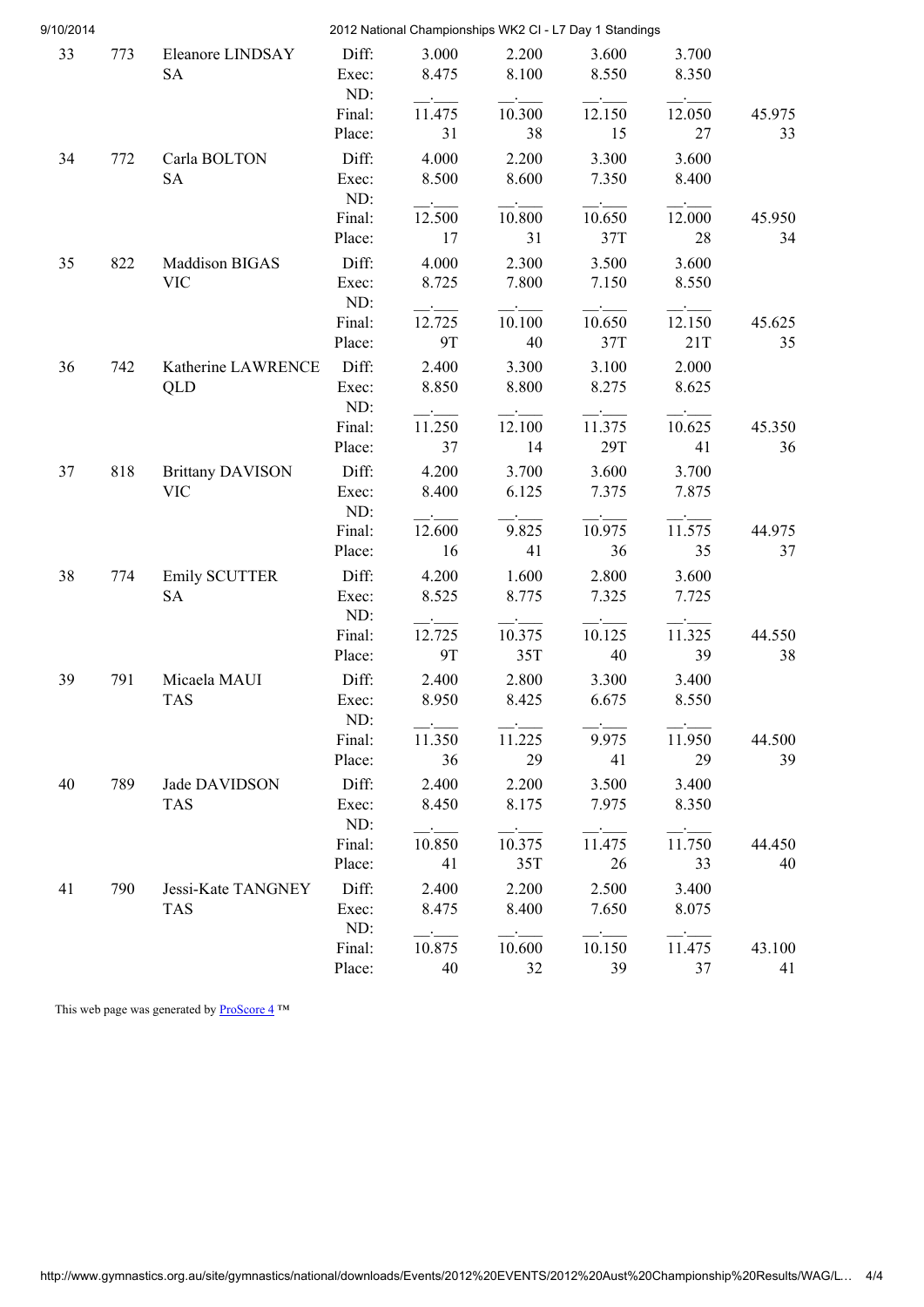| | | | | | | | | |
|---|---|---|---|---|---|---|---|---|
| 33 | 773 | Eleanore LINDSAY SA | Diff: | 3.000 | 2.200 | 3.600 | 3.700 | |
| | | | Exec: | 8.475 | 8.100 | 8.550 | 8.350 | |
| | | | ND: | __.___ | __.___ | __.___ | __.___ | |
| | | | Final: | 11.475 | 10.300 | 12.150 | 12.050 | 45.975 |
| | | | Place: | 31 | 38 | 15 | 27 | 33 |
| 34 | 772 | Carla BOLTON SA | Diff: | 4.000 | 2.200 | 3.300 | 3.600 | |
| | | | Exec: | 8.500 | 8.600 | 7.350 | 8.400 | |
| | | | ND: | __.___ | __.___ | __.___ | __.___ | |
| | | | Final: | 12.500 | 10.800 | 10.650 | 12.000 | 45.950 |
| | | | Place: | 17 | 31 | 37T | 28 | 34 |
| 35 | 822 | Maddison BIGAS VIC | Diff: | 4.000 | 2.300 | 3.500 | 3.600 | |
| | | | Exec: | 8.725 | 7.800 | 7.150 | 8.550 | |
| | | | ND: | __.___ | __.___ | __.___ | __.___ | |
| | | | Final: | 12.725 | 10.100 | 10.650 | 12.150 | 45.625 |
| | | | Place: | 9T | 40 | 37T | 21T | 35 |
| 36 | 742 | Katherine LAWRENCE QLD | Diff: | 2.400 | 3.300 | 3.100 | 2.000 | |
| | | | Exec: | 8.850 | 8.800 | 8.275 | 8.625 | |
| | | | ND: | __.___ | __.___ | __.___ | __.___ | |
| | | | Final: | 11.250 | 12.100 | 11.375 | 10.625 | 45.350 |
| | | | Place: | 37 | 14 | 29T | 41 | 36 |
| 37 | 818 | Brittany DAVISON VIC | Diff: | 4.200 | 3.700 | 3.600 | 3.700 | |
| | | | Exec: | 8.400 | 6.125 | 7.375 | 7.875 | |
| | | | ND: | __.___ | __.___ | __.___ | __.___ | |
| | | | Final: | 12.600 | 9.825 | 10.975 | 11.575 | 44.975 |
| | | | Place: | 16 | 41 | 36 | 35 | 37 |
| 38 | 774 | Emily SCUTTER SA | Diff: | 4.200 | 1.600 | 2.800 | 3.600 | |
| | | | Exec: | 8.525 | 8.775 | 7.325 | 7.725 | |
| | | | ND: | __.___ | __.___ | __.___ | __.___ | |
| | | | Final: | 12.725 | 10.375 | 10.125 | 11.325 | 44.550 |
| | | | Place: | 9T | 35T | 40 | 39 | 38 |
| 39 | 791 | Micaela MAUI TAS | Diff: | 2.400 | 2.800 | 3.300 | 3.400 | |
| | | | Exec: | 8.950 | 8.425 | 6.675 | 8.550 | |
| | | | ND: | __.___ | __.___ | __.___ | __.___ | |
| | | | Final: | 11.350 | 11.225 | 9.975 | 11.950 | 44.500 |
| | | | Place: | 36 | 29 | 41 | 29 | 39 |
| 40 | 789 | Jade DAVIDSON TAS | Diff: | 2.400 | 2.200 | 3.500 | 3.400 | |
| | | | Exec: | 8.450 | 8.175 | 7.975 | 8.350 | |
| | | | ND: | __.___ | __.___ | __.___ | __.___ | |
| | | | Final: | 10.850 | 10.375 | 11.475 | 11.750 | 44.450 |
| | | | Place: | 41 | 35T | 26 | 33 | 40 |
| 41 | 790 | Jessi-Kate TANGNEY TAS | Diff: | 2.400 | 2.200 | 2.500 | 3.400 | |
| | | | Exec: | 8.475 | 8.400 | 7.650 | 8.075 | |
| | | | ND: | __.___ | __.___ | __.___ | __.___ | |
| | | | Final: | 10.875 | 10.600 | 10.150 | 11.475 | 43.100 |
| | | | Place: | 40 | 32 | 39 | 37 | 41 |

This web page was generated by ProScore 4 ™